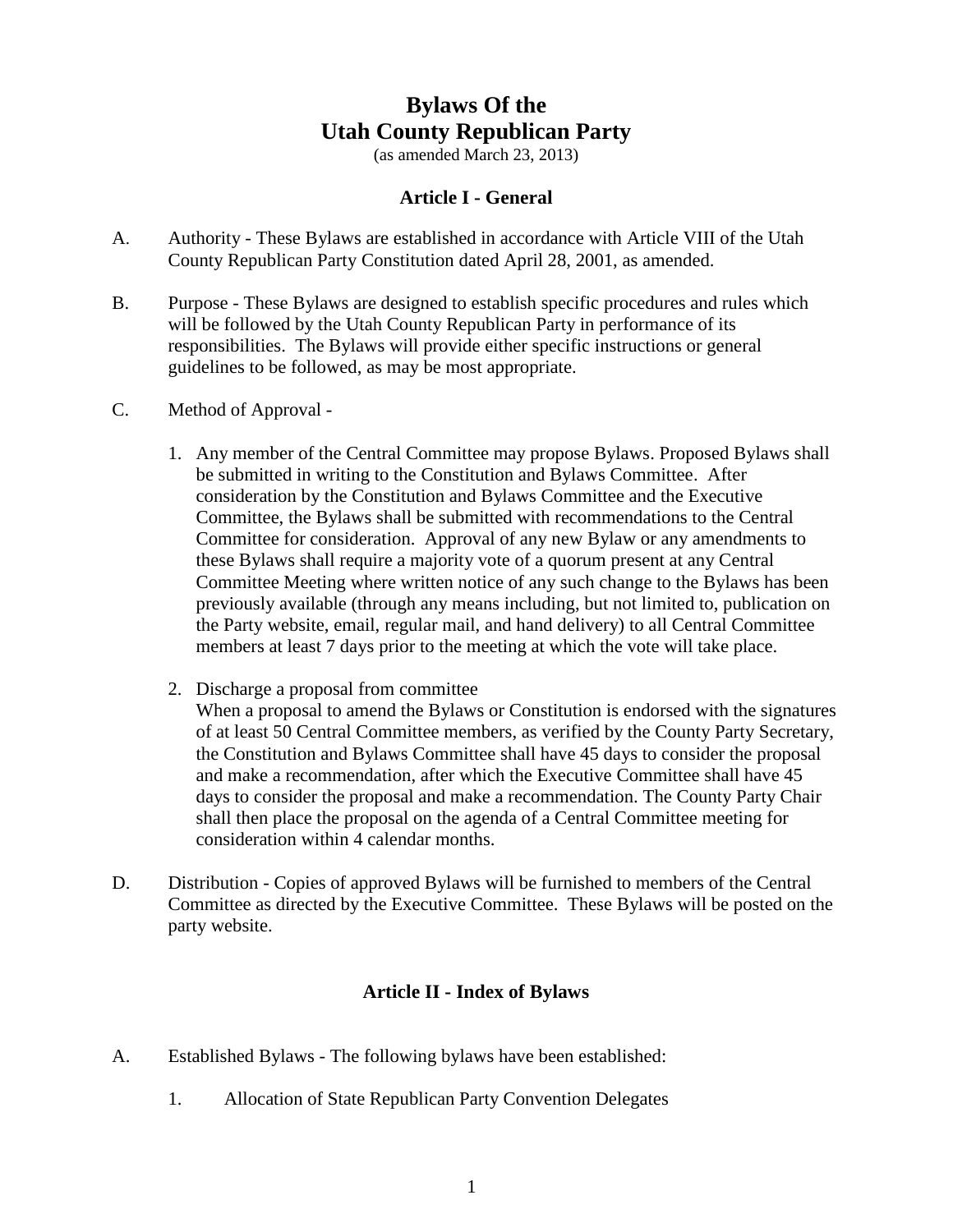# Bylaws Of the
# Utah County Republican Party

(as amended March 23, 2013)

## Article I - General

A. Authority - These Bylaws are established in accordance with Article VIII of the Utah County Republican Party Constitution dated April 28, 2001, as amended.

B. Purpose - These Bylaws are designed to establish specific procedures and rules which will be followed by the Utah County Republican Party in performance of its responsibilities. The Bylaws will provide either specific instructions or general guidelines to be followed, as may be most appropriate.

C. Method of Approval -

1. Any member of the Central Committee may propose Bylaws. Proposed Bylaws shall be submitted in writing to the Constitution and Bylaws Committee. After consideration by the Constitution and Bylaws Committee and the Executive Committee, the Bylaws shall be submitted with recommendations to the Central Committee for consideration. Approval of any new Bylaw or any amendments to these Bylaws shall require a majority vote of a quorum present at any Central Committee Meeting where written notice of any such change to the Bylaws has been previously available (through any means including, but not limited to, publication on the Party website, email, regular mail, and hand delivery) to all Central Committee members at least 7 days prior to the meeting at which the vote will take place.

2. Discharge a proposal from committee
When a proposal to amend the Bylaws or Constitution is endorsed with the signatures of at least 50 Central Committee members, as verified by the County Party Secretary, the Constitution and Bylaws Committee shall have 45 days to consider the proposal and make a recommendation, after which the Executive Committee shall have 45 days to consider the proposal and make a recommendation. The County Party Chair shall then place the proposal on the agenda of a Central Committee meeting for consideration within 4 calendar months.

D. Distribution - Copies of approved Bylaws will be furnished to members of the Central Committee as directed by the Executive Committee. These Bylaws will be posted on the party website.

## Article II - Index of Bylaws

A. Established Bylaws - The following bylaws have been established:

1. Allocation of State Republican Party Convention Delegates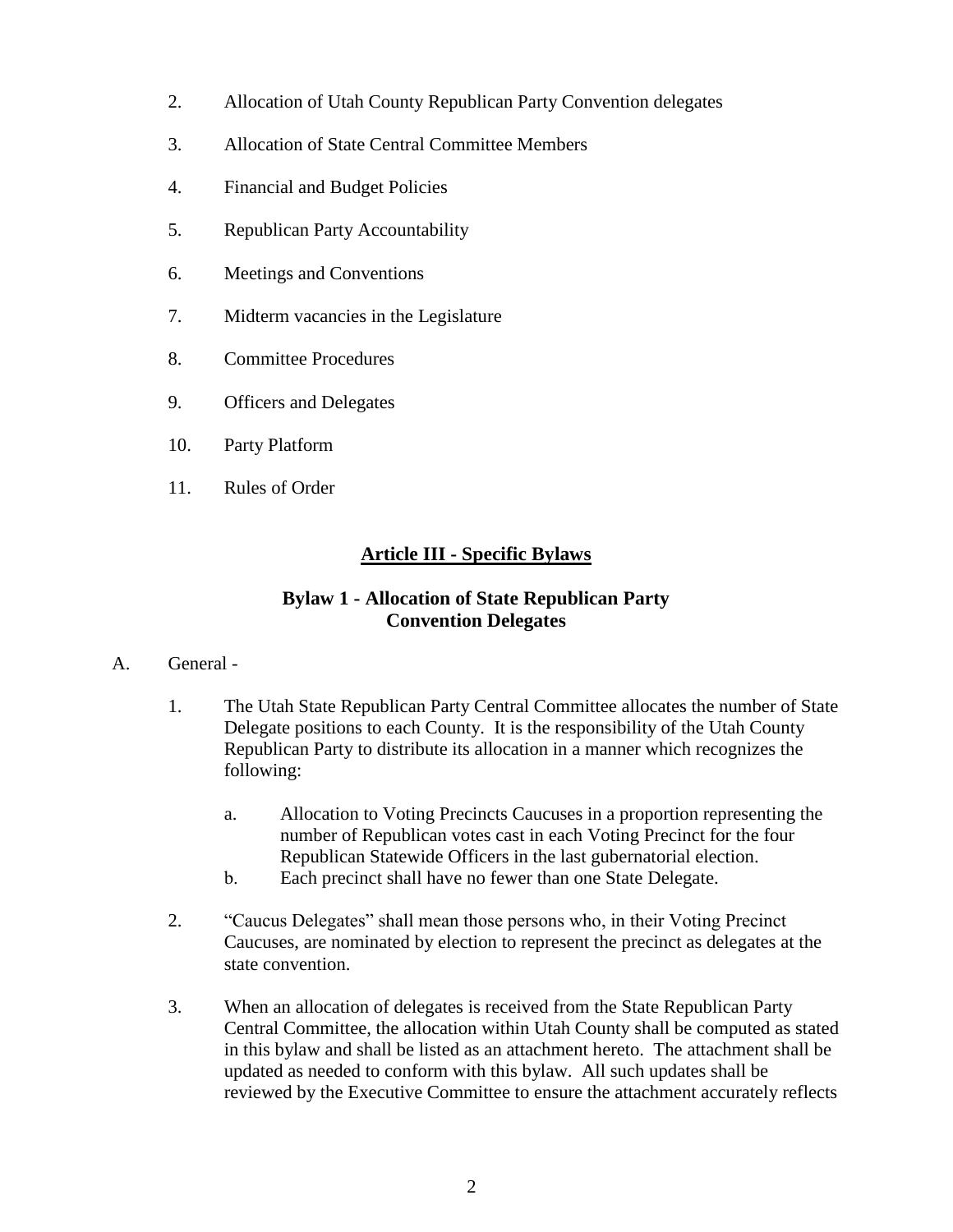2. Allocation of Utah County Republican Party Convention delegates

3. Allocation of State Central Committee Members

4. Financial and Budget Policies

5. Republican Party Accountability

6. Meetings and Conventions

7. Midterm vacancies in the Legislature

8. Committee Procedures

9. Officers and Delegates

10. Party Platform

11. Rules of Order

## Article III - Specific Bylaws

### Bylaw 1 - Allocation of State Republican Party Convention Delegates

A. General -

1. The Utah State Republican Party Central Committee allocates the number of State Delegate positions to each County. It is the responsibility of the Utah County Republican Party to distribute its allocation in a manner which recognizes the following:

   a. Allocation to Voting Precincts Caucuses in a proportion representing the number of Republican votes cast in each Voting Precinct for the four Republican Statewide Officers in the last gubernatorial election.

   b. Each precinct shall have no fewer than one State Delegate.

2. "Caucus Delegates" shall mean those persons who, in their Voting Precinct Caucuses, are nominated by election to represent the precinct as delegates at the state convention.

3. When an allocation of delegates is received from the State Republican Party Central Committee, the allocation within Utah County shall be computed as stated in this bylaw and shall be listed as an attachment hereto. The attachment shall be updated as needed to conform with this bylaw. All such updates shall be reviewed by the Executive Committee to ensure the attachment accurately reflects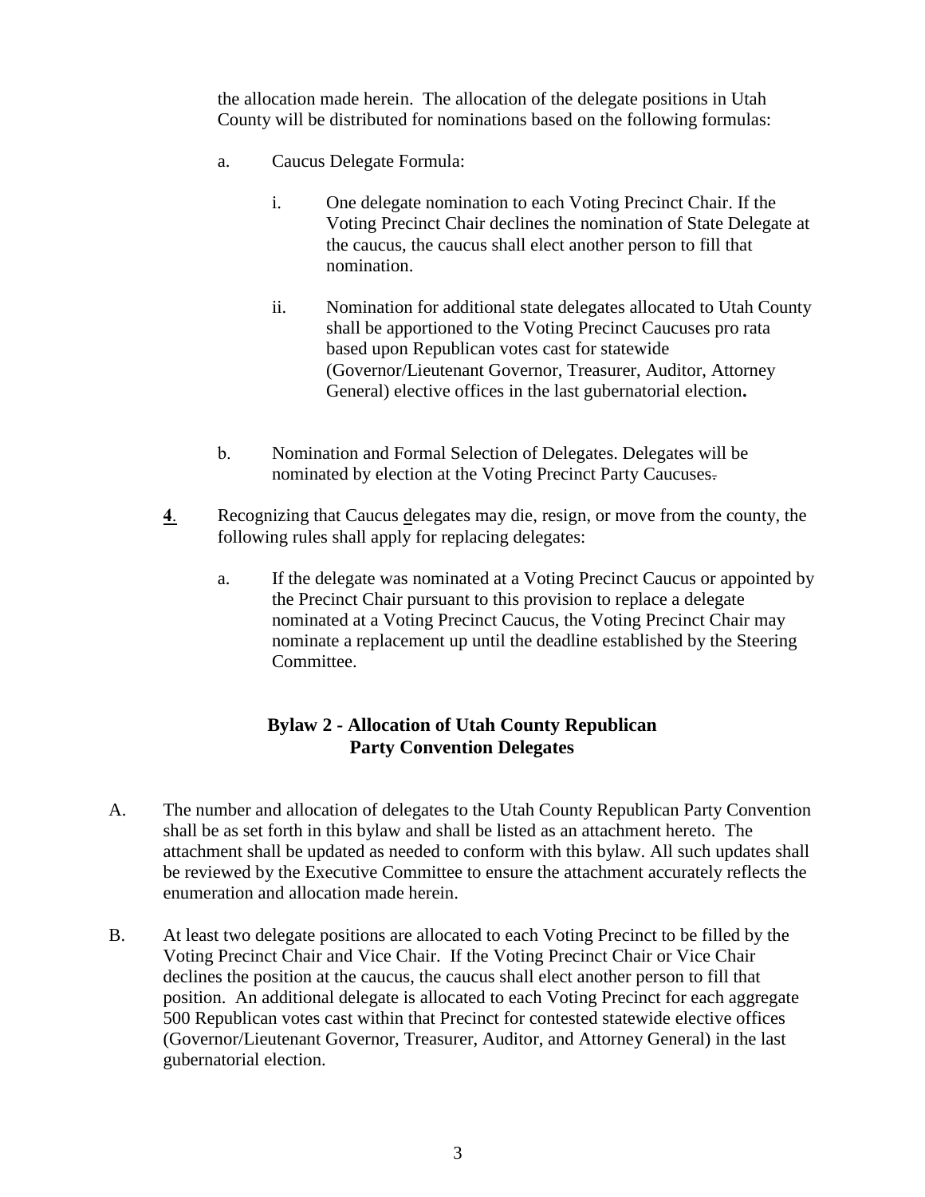the allocation made herein. The allocation of the delegate positions in Utah County will be distributed for nominations based on the following formulas:

a. Caucus Delegate Formula:

   i. One delegate nomination to each Voting Precinct Chair. If the Voting Precinct Chair declines the nomination of State Delegate at the caucus, the caucus shall elect another person to fill that nomination.

   ii. Nomination for additional state delegates allocated to Utah County shall be apportioned to the Voting Precinct Caucuses pro rata based upon Republican votes cast for statewide (Governor/Lieutenant Governor, Treasurer, Auditor, Attorney General) elective offices in the last gubernatorial election**.**

b. Nomination and Formal Selection of Delegates. Delegates will be nominated by election at the Voting Precinct Party Caucuses.

**4**. Recognizing that Caucus delegates may die, resign, or move from the county, the following rules shall apply for replacing delegates:

a. If the delegate was nominated at a Voting Precinct Caucus or appointed by the Precinct Chair pursuant to this provision to replace a delegate nominated at a Voting Precinct Caucus, the Voting Precinct Chair may nominate a replacement up until the deadline established by the Steering Committee.

## Bylaw 2 - Allocation of Utah County Republican Party Convention Delegates

A. The number and allocation of delegates to the Utah County Republican Party Convention shall be as set forth in this bylaw and shall be listed as an attachment hereto. The attachment shall be updated as needed to conform with this bylaw. All such updates shall be reviewed by the Executive Committee to ensure the attachment accurately reflects the enumeration and allocation made herein.

B. At least two delegate positions are allocated to each Voting Precinct to be filled by the Voting Precinct Chair and Vice Chair. If the Voting Precinct Chair or Vice Chair declines the position at the caucus, the caucus shall elect another person to fill that position. An additional delegate is allocated to each Voting Precinct for each aggregate 500 Republican votes cast within that Precinct for contested statewide elective offices (Governor/Lieutenant Governor, Treasurer, Auditor, and Attorney General) in the last gubernatorial election.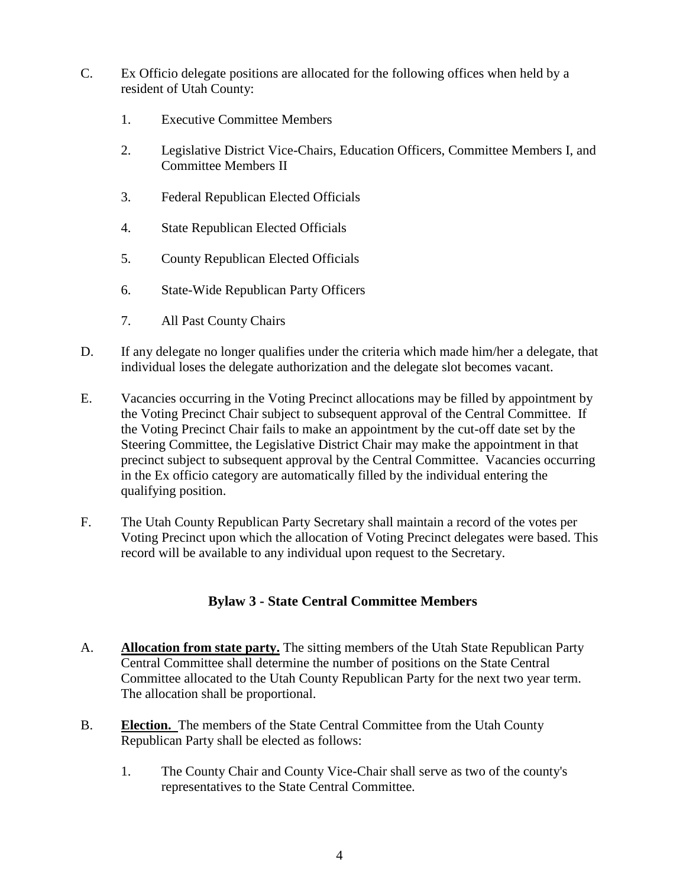C. Ex Officio delegate positions are allocated for the following offices when held by a resident of Utah County:

   1. Executive Committee Members

   2. Legislative District Vice-Chairs, Education Officers, Committee Members I, and Committee Members II

   3. Federal Republican Elected Officials

   4. State Republican Elected Officials

   5. County Republican Elected Officials

   6. State-Wide Republican Party Officers

   7. All Past County Chairs

D. If any delegate no longer qualifies under the criteria which made him/her a delegate, that individual loses the delegate authorization and the delegate slot becomes vacant.

E. Vacancies occurring in the Voting Precinct allocations may be filled by appointment by the Voting Precinct Chair subject to subsequent approval of the Central Committee. If the Voting Precinct Chair fails to make an appointment by the cut-off date set by the Steering Committee, the Legislative District Chair may make the appointment in that precinct subject to subsequent approval by the Central Committee. Vacancies occurring in the Ex officio category are automatically filled by the individual entering the qualifying position.

F. The Utah County Republican Party Secretary shall maintain a record of the votes per Voting Precinct upon which the allocation of Voting Precinct delegates were based. This record will be available to any individual upon request to the Secretary.

## Bylaw 3 - State Central Committee Members

A. **Allocation from state party.** The sitting members of the Utah State Republican Party Central Committee shall determine the number of positions on the State Central Committee allocated to the Utah County Republican Party for the next two year term. The allocation shall be proportional.

B. **Election.** The members of the State Central Committee from the Utah County Republican Party shall be elected as follows:

   1. The County Chair and County Vice-Chair shall serve as two of the county's representatives to the State Central Committee.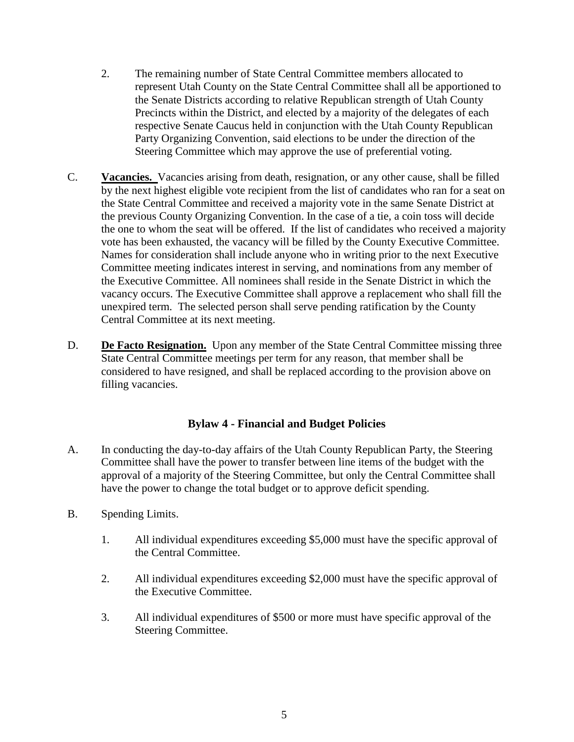2. The remaining number of State Central Committee members allocated to represent Utah County on the State Central Committee shall all be apportioned to the Senate Districts according to relative Republican strength of Utah County Precincts within the District, and elected by a majority of the delegates of each respective Senate Caucus held in conjunction with the Utah County Republican Party Organizing Convention, said elections to be under the direction of the Steering Committee which may approve the use of preferential voting.

C. **Vacancies.** Vacancies arising from death, resignation, or any other cause, shall be filled by the next highest eligible vote recipient from the list of candidates who ran for a seat on the State Central Committee and received a majority vote in the same Senate District at the previous County Organizing Convention. In the case of a tie, a coin toss will decide the one to whom the seat will be offered. If the list of candidates who received a majority vote has been exhausted, the vacancy will be filled by the County Executive Committee. Names for consideration shall include anyone who in writing prior to the next Executive Committee meeting indicates interest in serving, and nominations from any member of the Executive Committee. All nominees shall reside in the Senate District in which the vacancy occurs. The Executive Committee shall approve a replacement who shall fill the unexpired term. The selected person shall serve pending ratification by the County Central Committee at its next meeting.

D. **De Facto Resignation.** Upon any member of the State Central Committee missing three State Central Committee meetings per term for any reason, that member shall be considered to have resigned, and shall be replaced according to the provision above on filling vacancies.

## Bylaw 4 - Financial and Budget Policies

A. In conducting the day-to-day affairs of the Utah County Republican Party, the Steering Committee shall have the power to transfer between line items of the budget with the approval of a majority of the Steering Committee, but only the Central Committee shall have the power to change the total budget or to approve deficit spending.

B. Spending Limits.

1. All individual expenditures exceeding $5,000 must have the specific approval of the Central Committee.

2. All individual expenditures exceeding $2,000 must have the specific approval of the Executive Committee.

3. All individual expenditures of $500 or more must have specific approval of the Steering Committee.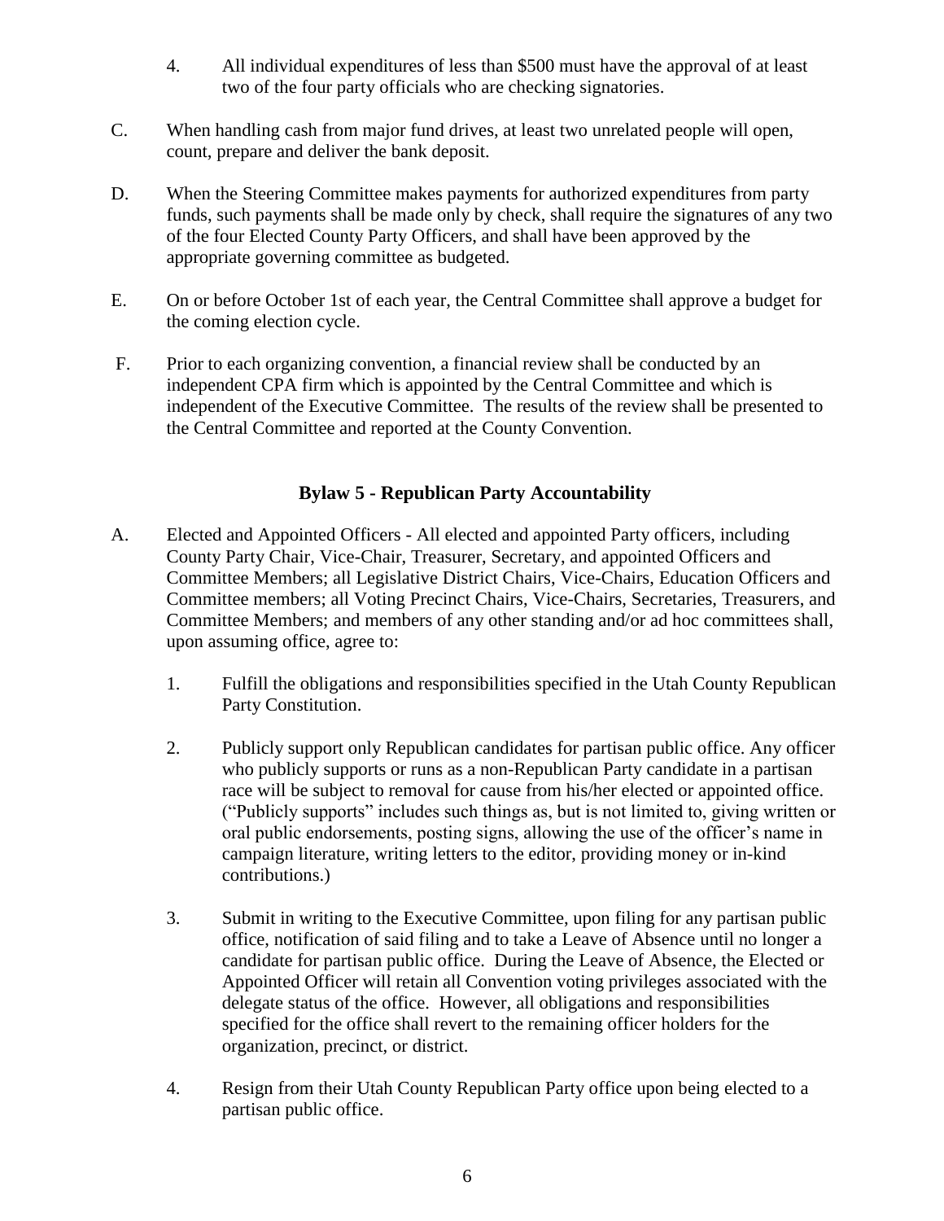4. All individual expenditures of less than $500 must have the approval of at least two of the four party officials who are checking signatories.

C. When handling cash from major fund drives, at least two unrelated people will open, count, prepare and deliver the bank deposit.

D. When the Steering Committee makes payments for authorized expenditures from party funds, such payments shall be made only by check, shall require the signatures of any two of the four Elected County Party Officers, and shall have been approved by the appropriate governing committee as budgeted.

E. On or before October 1st of each year, the Central Committee shall approve a budget for the coming election cycle.

F. Prior to each organizing convention, a financial review shall be conducted by an independent CPA firm which is appointed by the Central Committee and which is independent of the Executive Committee. The results of the review shall be presented to the Central Committee and reported at the County Convention.

## Bylaw 5 - Republican Party Accountability

A. Elected and Appointed Officers - All elected and appointed Party officers, including County Party Chair, Vice-Chair, Treasurer, Secretary, and appointed Officers and Committee Members; all Legislative District Chairs, Vice-Chairs, Education Officers and Committee members; all Voting Precinct Chairs, Vice-Chairs, Secretaries, Treasurers, and Committee Members; and members of any other standing and/or ad hoc committees shall, upon assuming office, agree to:

   1. Fulfill the obligations and responsibilities specified in the Utah County Republican Party Constitution.

   2. Publicly support only Republican candidates for partisan public office. Any officer who publicly supports or runs as a non-Republican Party candidate in a partisan race will be subject to removal for cause from his/her elected or appointed office. ("Publicly supports" includes such things as, but is not limited to, giving written or oral public endorsements, posting signs, allowing the use of the officer's name in campaign literature, writing letters to the editor, providing money or in-kind contributions.)

   3. Submit in writing to the Executive Committee, upon filing for any partisan public office, notification of said filing and to take a Leave of Absence until no longer a candidate for partisan public office. During the Leave of Absence, the Elected or Appointed Officer will retain all Convention voting privileges associated with the delegate status of the office. However, all obligations and responsibilities specified for the office shall revert to the remaining officer holders for the organization, precinct, or district.

   4. Resign from their Utah County Republican Party office upon being elected to a partisan public office.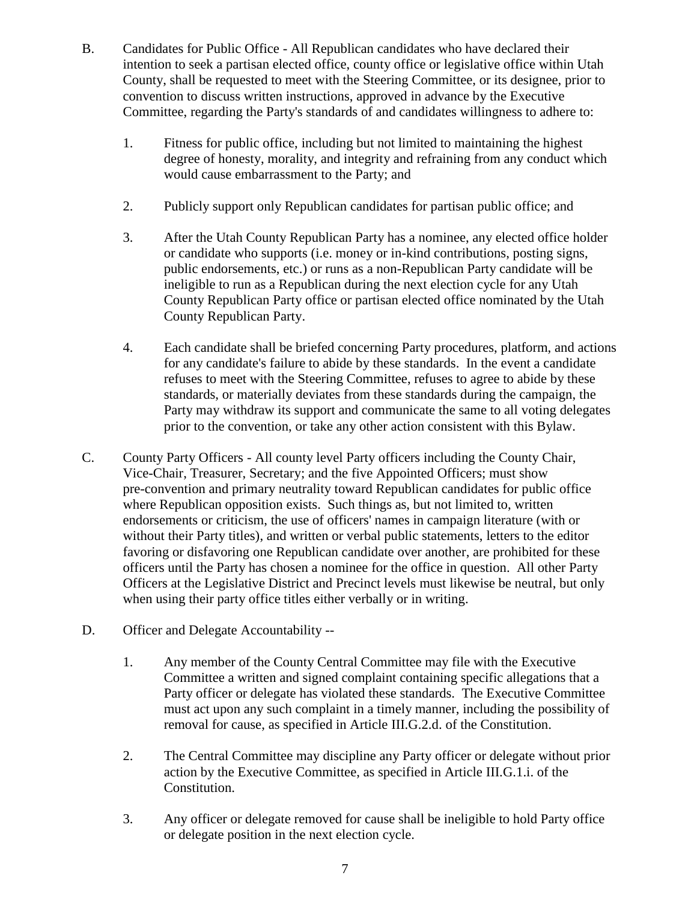B. Candidates for Public Office - All Republican candidates who have declared their intention to seek a partisan elected office, county office or legislative office within Utah County, shall be requested to meet with the Steering Committee, or its designee, prior to convention to discuss written instructions, approved in advance by the Executive Committee, regarding the Party's standards of and candidates willingness to adhere to:

   1. Fitness for public office, including but not limited to maintaining the highest degree of honesty, morality, and integrity and refraining from any conduct which would cause embarrassment to the Party; and

   2. Publicly support only Republican candidates for partisan public office; and

   3. After the Utah County Republican Party has a nominee, any elected office holder or candidate who supports (i.e. money or in-kind contributions, posting signs, public endorsements, etc.) or runs as a non-Republican Party candidate will be ineligible to run as a Republican during the next election cycle for any Utah County Republican Party office or partisan elected office nominated by the Utah County Republican Party.

   4. Each candidate shall be briefed concerning Party procedures, platform, and actions for any candidate's failure to abide by these standards. In the event a candidate refuses to meet with the Steering Committee, refuses to agree to abide by these standards, or materially deviates from these standards during the campaign, the Party may withdraw its support and communicate the same to all voting delegates prior to the convention, or take any other action consistent with this Bylaw.

C. County Party Officers - All county level Party officers including the County Chair, Vice-Chair, Treasurer, Secretary; and the five Appointed Officers; must show pre-convention and primary neutrality toward Republican candidates for public office where Republican opposition exists. Such things as, but not limited to, written endorsements or criticism, the use of officers' names in campaign literature (with or without their Party titles), and written or verbal public statements, letters to the editor favoring or disfavoring one Republican candidate over another, are prohibited for these officers until the Party has chosen a nominee for the office in question. All other Party Officers at the Legislative District and Precinct levels must likewise be neutral, but only when using their party office titles either verbally or in writing.

D. Officer and Delegate Accountability --

   1. Any member of the County Central Committee may file with the Executive Committee a written and signed complaint containing specific allegations that a Party officer or delegate has violated these standards. The Executive Committee must act upon any such complaint in a timely manner, including the possibility of removal for cause, as specified in Article III.G.2.d. of the Constitution.

   2. The Central Committee may discipline any Party officer or delegate without prior action by the Executive Committee, as specified in Article III.G.1.i. of the Constitution.

   3. Any officer or delegate removed for cause shall be ineligible to hold Party office or delegate position in the next election cycle.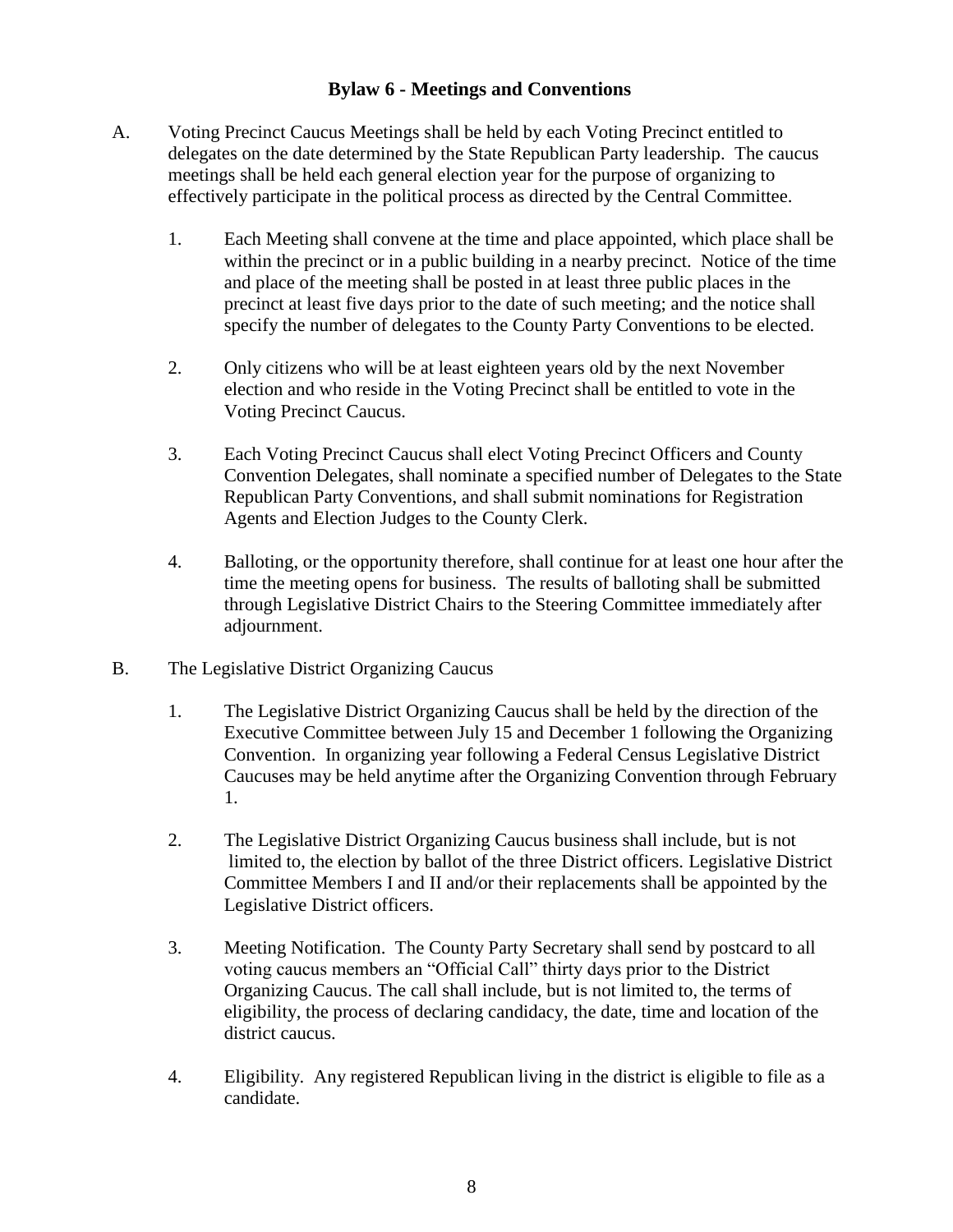## Bylaw 6 - Meetings and Conventions

A. Voting Precinct Caucus Meetings shall be held by each Voting Precinct entitled to delegates on the date determined by the State Republican Party leadership. The caucus meetings shall be held each general election year for the purpose of organizing to effectively participate in the political process as directed by the Central Committee.

  1. Each Meeting shall convene at the time and place appointed, which place shall be within the precinct or in a public building in a nearby precinct. Notice of the time and place of the meeting shall be posted in at least three public places in the precinct at least five days prior to the date of such meeting; and the notice shall specify the number of delegates to the County Party Conventions to be elected.

  2. Only citizens who will be at least eighteen years old by the next November election and who reside in the Voting Precinct shall be entitled to vote in the Voting Precinct Caucus.

  3. Each Voting Precinct Caucus shall elect Voting Precinct Officers and County Convention Delegates, shall nominate a specified number of Delegates to the State Republican Party Conventions, and shall submit nominations for Registration Agents and Election Judges to the County Clerk.

  4. Balloting, or the opportunity therefore, shall continue for at least one hour after the time the meeting opens for business. The results of balloting shall be submitted through Legislative District Chairs to the Steering Committee immediately after adjournment.

B. The Legislative District Organizing Caucus

  1. The Legislative District Organizing Caucus shall be held by the direction of the Executive Committee between July 15 and December 1 following the Organizing Convention. In organizing year following a Federal Census Legislative District Caucuses may be held anytime after the Organizing Convention through February 1.

  2. The Legislative District Organizing Caucus business shall include, but is not limited to, the election by ballot of the three District officers. Legislative District Committee Members I and II and/or their replacements shall be appointed by the Legislative District officers.

  3. Meeting Notification. The County Party Secretary shall send by postcard to all voting caucus members an "Official Call" thirty days prior to the District Organizing Caucus. The call shall include, but is not limited to, the terms of eligibility, the process of declaring candidacy, the date, time and location of the district caucus.

  4. Eligibility. Any registered Republican living in the district is eligible to file as a candidate.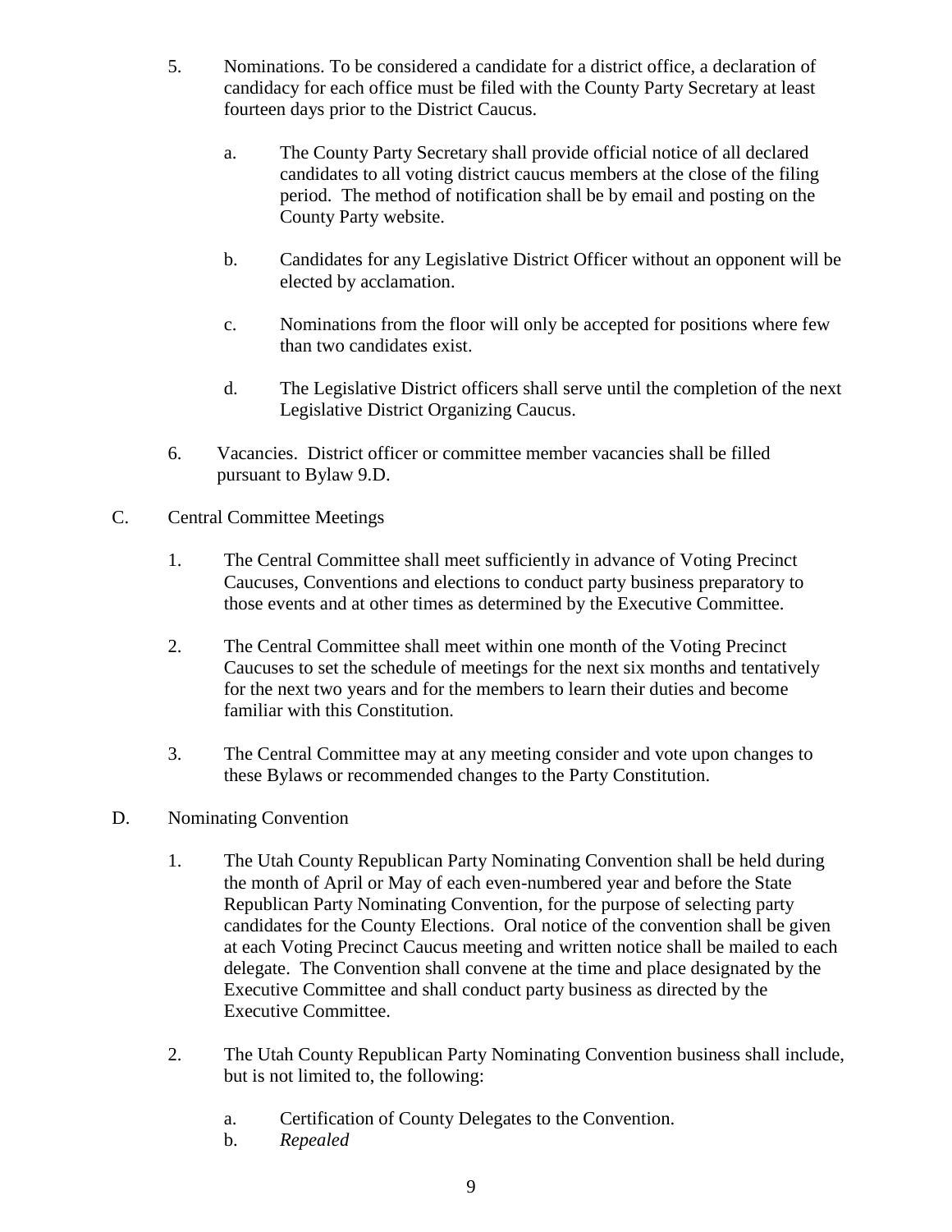5. Nominations. To be considered a candidate for a district office, a declaration of candidacy for each office must be filed with the County Party Secretary at least fourteen days prior to the District Caucus.

   a. The County Party Secretary shall provide official notice of all declared candidates to all voting district caucus members at the close of the filing period. The method of notification shall be by email and posting on the County Party website.

   b. Candidates for any Legislative District Officer without an opponent will be elected by acclamation.

   c. Nominations from the floor will only be accepted for positions where few than two candidates exist.

   d. The Legislative District officers shall serve until the completion of the next Legislative District Organizing Caucus.

6. Vacancies. District officer or committee member vacancies shall be filled pursuant to Bylaw 9.D.

C. Central Committee Meetings

1. The Central Committee shall meet sufficiently in advance of Voting Precinct Caucuses, Conventions and elections to conduct party business preparatory to those events and at other times as determined by the Executive Committee.

2. The Central Committee shall meet within one month of the Voting Precinct Caucuses to set the schedule of meetings for the next six months and tentatively for the next two years and for the members to learn their duties and become familiar with this Constitution.

3. The Central Committee may at any meeting consider and vote upon changes to these Bylaws or recommended changes to the Party Constitution.

D. Nominating Convention

1. The Utah County Republican Party Nominating Convention shall be held during the month of April or May of each even-numbered year and before the State Republican Party Nominating Convention, for the purpose of selecting party candidates for the County Elections. Oral notice of the convention shall be given at each Voting Precinct Caucus meeting and written notice shall be mailed to each delegate. The Convention shall convene at the time and place designated by the Executive Committee and shall conduct party business as directed by the Executive Committee.

2. The Utah County Republican Party Nominating Convention business shall include, but is not limited to, the following:

   a. Certification of County Delegates to the Convention.
   b. *Repealed*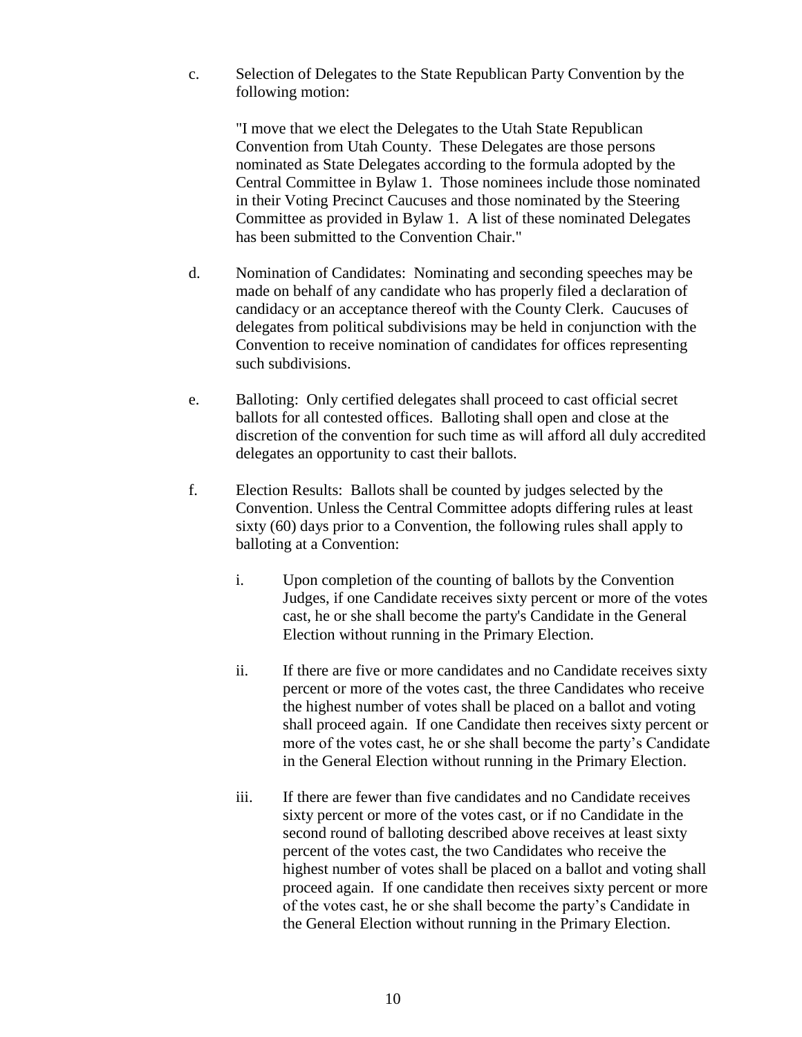c. Selection of Delegates to the State Republican Party Convention by the following motion:

"I move that we elect the Delegates to the Utah State Republican Convention from Utah County. These Delegates are those persons nominated as State Delegates according to the formula adopted by the Central Committee in Bylaw 1. Those nominees include those nominated in their Voting Precinct Caucuses and those nominated by the Steering Committee as provided in Bylaw 1. A list of these nominated Delegates has been submitted to the Convention Chair."

d. Nomination of Candidates: Nominating and seconding speeches may be made on behalf of any candidate who has properly filed a declaration of candidacy or an acceptance thereof with the County Clerk. Caucuses of delegates from political subdivisions may be held in conjunction with the Convention to receive nomination of candidates for offices representing such subdivisions.

e. Balloting: Only certified delegates shall proceed to cast official secret ballots for all contested offices. Balloting shall open and close at the discretion of the convention for such time as will afford all duly accredited delegates an opportunity to cast their ballots.

f. Election Results: Ballots shall be counted by judges selected by the Convention. Unless the Central Committee adopts differing rules at least sixty (60) days prior to a Convention, the following rules shall apply to balloting at a Convention:

   i. Upon completion of the counting of ballots by the Convention Judges, if one Candidate receives sixty percent or more of the votes cast, he or she shall become the party's Candidate in the General Election without running in the Primary Election.

   ii. If there are five or more candidates and no Candidate receives sixty percent or more of the votes cast, the three Candidates who receive the highest number of votes shall be placed on a ballot and voting shall proceed again. If one Candidate then receives sixty percent or more of the votes cast, he or she shall become the party's Candidate in the General Election without running in the Primary Election.

   iii. If there are fewer than five candidates and no Candidate receives sixty percent or more of the votes cast, or if no Candidate in the second round of balloting described above receives at least sixty percent of the votes cast, the two Candidates who receive the highest number of votes shall be placed on a ballot and voting shall proceed again. If one candidate then receives sixty percent or more of the votes cast, he or she shall become the party's Candidate in the General Election without running in the Primary Election.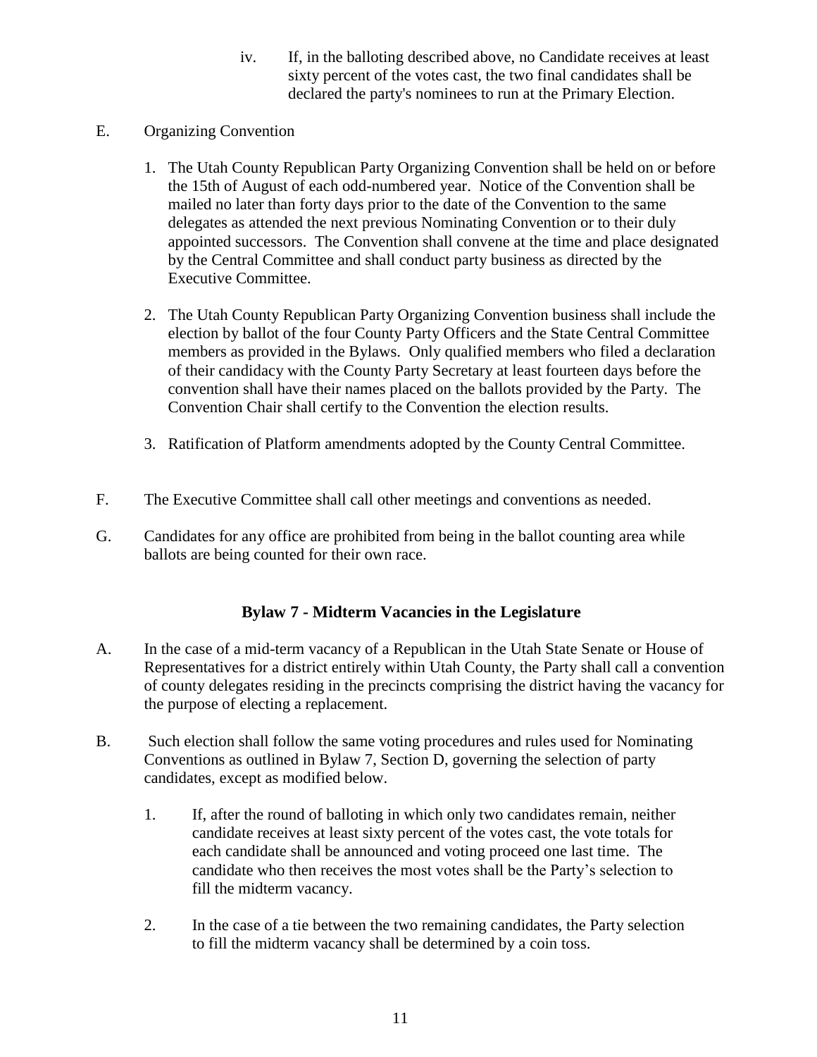iv. If, in the balloting described above, no Candidate receives at least sixty percent of the votes cast, the two final candidates shall be declared the party's nominees to run at the Primary Election.

E. Organizing Convention

1. The Utah County Republican Party Organizing Convention shall be held on or before the 15th of August of each odd-numbered year. Notice of the Convention shall be mailed no later than forty days prior to the date of the Convention to the same delegates as attended the next previous Nominating Convention or to their duly appointed successors. The Convention shall convene at the time and place designated by the Central Committee and shall conduct party business as directed by the Executive Committee.

2. The Utah County Republican Party Organizing Convention business shall include the election by ballot of the four County Party Officers and the State Central Committee members as provided in the Bylaws. Only qualified members who filed a declaration of their candidacy with the County Party Secretary at least fourteen days before the convention shall have their names placed on the ballots provided by the Party. The Convention Chair shall certify to the Convention the election results.

3. Ratification of Platform amendments adopted by the County Central Committee.

F. The Executive Committee shall call other meetings and conventions as needed.

G. Candidates for any office are prohibited from being in the ballot counting area while ballots are being counted for their own race.

## Bylaw 7 - Midterm Vacancies in the Legislature

A. In the case of a mid-term vacancy of a Republican in the Utah State Senate or House of Representatives for a district entirely within Utah County, the Party shall call a convention of county delegates residing in the precincts comprising the district having the vacancy for the purpose of electing a replacement.

B. Such election shall follow the same voting procedures and rules used for Nominating Conventions as outlined in Bylaw 7, Section D, governing the selection of party candidates, except as modified below.

1. If, after the round of balloting in which only two candidates remain, neither candidate receives at least sixty percent of the votes cast, the vote totals for each candidate shall be announced and voting proceed one last time. The candidate who then receives the most votes shall be the Party's selection to fill the midterm vacancy.

2. In the case of a tie between the two remaining candidates, the Party selection to fill the midterm vacancy shall be determined by a coin toss.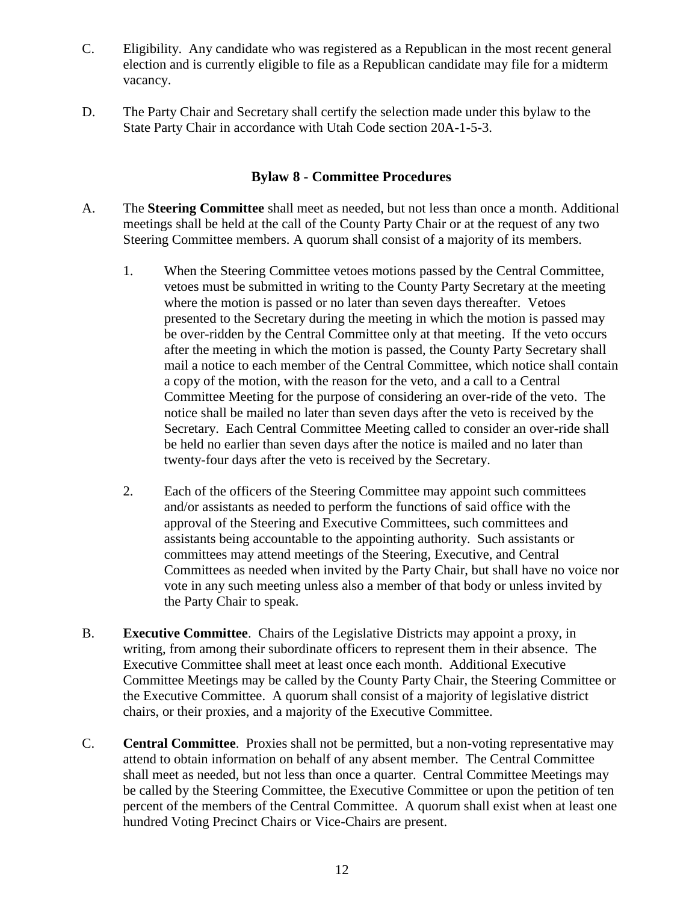C. Eligibility. Any candidate who was registered as a Republican in the most recent general election and is currently eligible to file as a Republican candidate may file for a midterm vacancy.

D. The Party Chair and Secretary shall certify the selection made under this bylaw to the State Party Chair in accordance with Utah Code section 20A-1-5-3.

## Bylaw 8 - Committee Procedures

A. The **Steering Committee** shall meet as needed, but not less than once a month. Additional meetings shall be held at the call of the County Party Chair or at the request of any two Steering Committee members. A quorum shall consist of a majority of its members.

1. When the Steering Committee vetoes motions passed by the Central Committee, vetoes must be submitted in writing to the County Party Secretary at the meeting where the motion is passed or no later than seven days thereafter. Vetoes presented to the Secretary during the meeting in which the motion is passed may be over-ridden by the Central Committee only at that meeting. If the veto occurs after the meeting in which the motion is passed, the County Party Secretary shall mail a notice to each member of the Central Committee, which notice shall contain a copy of the motion, with the reason for the veto, and a call to a Central Committee Meeting for the purpose of considering an over-ride of the veto. The notice shall be mailed no later than seven days after the veto is received by the Secretary. Each Central Committee Meeting called to consider an over-ride shall be held no earlier than seven days after the notice is mailed and no later than twenty-four days after the veto is received by the Secretary.

2. Each of the officers of the Steering Committee may appoint such committees and/or assistants as needed to perform the functions of said office with the approval of the Steering and Executive Committees, such committees and assistants being accountable to the appointing authority. Such assistants or committees may attend meetings of the Steering, Executive, and Central Committees as needed when invited by the Party Chair, but shall have no voice nor vote in any such meeting unless also a member of that body or unless invited by the Party Chair to speak.

B. **Executive Committee**. Chairs of the Legislative Districts may appoint a proxy, in writing, from among their subordinate officers to represent them in their absence. The Executive Committee shall meet at least once each month. Additional Executive Committee Meetings may be called by the County Party Chair, the Steering Committee or the Executive Committee. A quorum shall consist of a majority of legislative district chairs, or their proxies, and a majority of the Executive Committee.

C. **Central Committee**. Proxies shall not be permitted, but a non-voting representative may attend to obtain information on behalf of any absent member. The Central Committee shall meet as needed, but not less than once a quarter. Central Committee Meetings may be called by the Steering Committee, the Executive Committee or upon the petition of ten percent of the members of the Central Committee. A quorum shall exist when at least one hundred Voting Precinct Chairs or Vice-Chairs are present.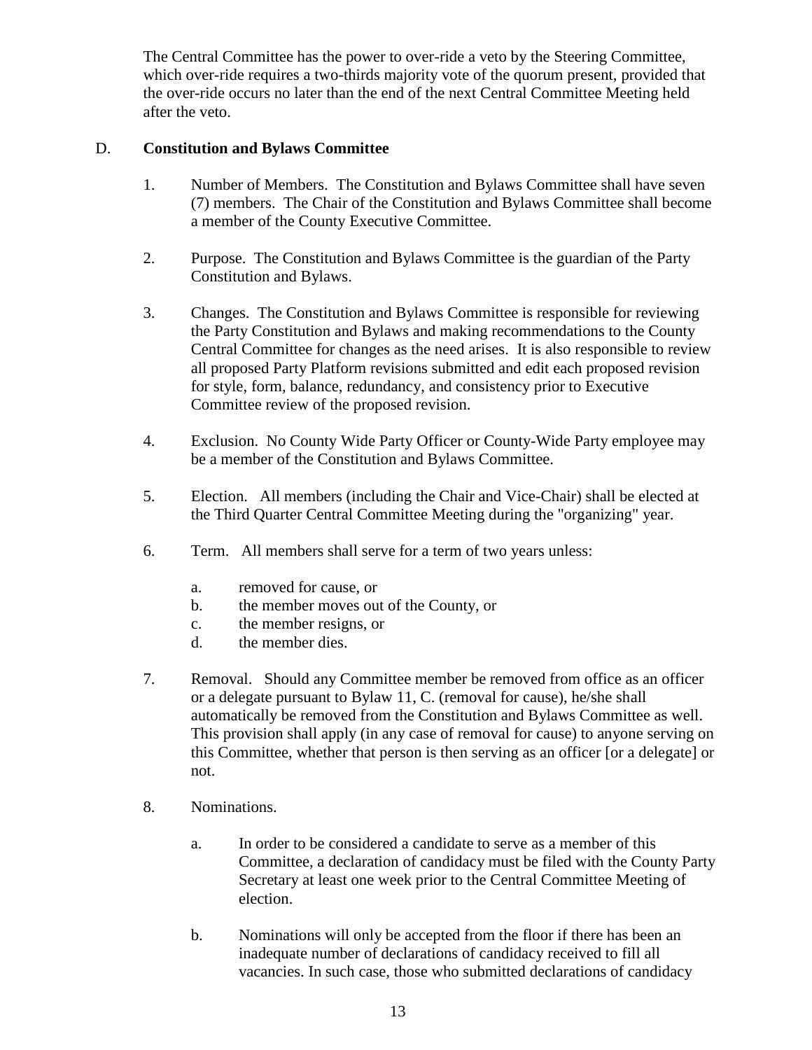The Central Committee has the power to over-ride a veto by the Steering Committee, which over-ride requires a two-thirds majority vote of the quorum present, provided that the over-ride occurs no later than the end of the next Central Committee Meeting held after the veto.

D. **Constitution and Bylaws Committee**

1. Number of Members. The Constitution and Bylaws Committee shall have seven (7) members. The Chair of the Constitution and Bylaws Committee shall become a member of the County Executive Committee.

2. Purpose. The Constitution and Bylaws Committee is the guardian of the Party Constitution and Bylaws.

3. Changes. The Constitution and Bylaws Committee is responsible for reviewing the Party Constitution and Bylaws and making recommendations to the County Central Committee for changes as the need arises. It is also responsible to review all proposed Party Platform revisions submitted and edit each proposed revision for style, form, balance, redundancy, and consistency prior to Executive Committee review of the proposed revision.

4. Exclusion. No County Wide Party Officer or County-Wide Party employee may be a member of the Constitution and Bylaws Committee.

5. Election. All members (including the Chair and Vice-Chair) shall be elected at the Third Quarter Central Committee Meeting during the "organizing" year.

6. Term. All members shall serve for a term of two years unless:

    a. removed for cause, or
    b. the member moves out of the County, or
    c. the member resigns, or
    d. the member dies.

7. Removal. Should any Committee member be removed from office as an officer or a delegate pursuant to Bylaw 11, C. (removal for cause), he/she shall automatically be removed from the Constitution and Bylaws Committee as well. This provision shall apply (in any case of removal for cause) to anyone serving on this Committee, whether that person is then serving as an officer [or a delegate] or not.

8. Nominations.

    a. In order to be considered a candidate to serve as a member of this Committee, a declaration of candidacy must be filed with the County Party Secretary at least one week prior to the Central Committee Meeting of election.

    b. Nominations will only be accepted from the floor if there has been an inadequate number of declarations of candidacy received to fill all vacancies. In such case, those who submitted declarations of candidacy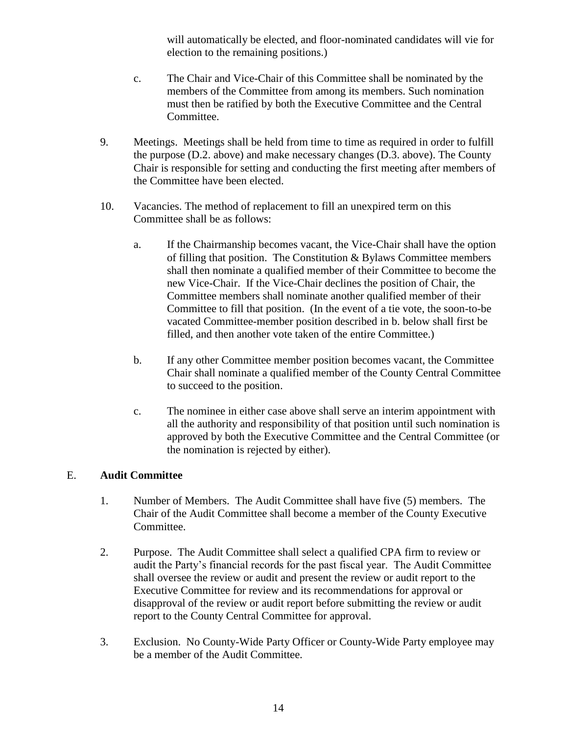will automatically be elected, and floor-nominated candidates will vie for election to the remaining positions.)

c. The Chair and Vice-Chair of this Committee shall be nominated by the members of the Committee from among its members. Such nomination must then be ratified by both the Executive Committee and the Central Committee.

9. Meetings. Meetings shall be held from time to time as required in order to fulfill the purpose (D.2. above) and make necessary changes (D.3. above). The County Chair is responsible for setting and conducting the first meeting after members of the Committee have been elected.

10. Vacancies. The method of replacement to fill an unexpired term on this Committee shall be as follows:

   a. If the Chairmanship becomes vacant, the Vice-Chair shall have the option of filling that position. The Constitution & Bylaws Committee members shall then nominate a qualified member of their Committee to become the new Vice-Chair. If the Vice-Chair declines the position of Chair, the Committee members shall nominate another qualified member of their Committee to fill that position. (In the event of a tie vote, the soon-to-be vacated Committee-member position described in b. below shall first be filled, and then another vote taken of the entire Committee.)

   b. If any other Committee member position becomes vacant, the Committee Chair shall nominate a qualified member of the County Central Committee to succeed to the position.

   c. The nominee in either case above shall serve an interim appointment with all the authority and responsibility of that position until such nomination is approved by both the Executive Committee and the Central Committee (or the nomination is rejected by either).

## E. **Audit Committee**

1. Number of Members. The Audit Committee shall have five (5) members. The Chair of the Audit Committee shall become a member of the County Executive Committee.

2. Purpose. The Audit Committee shall select a qualified CPA firm to review or audit the Party's financial records for the past fiscal year. The Audit Committee shall oversee the review or audit and present the review or audit report to the Executive Committee for review and its recommendations for approval or disapproval of the review or audit report before submitting the review or audit report to the County Central Committee for approval.

3. Exclusion. No County-Wide Party Officer or County-Wide Party employee may be a member of the Audit Committee.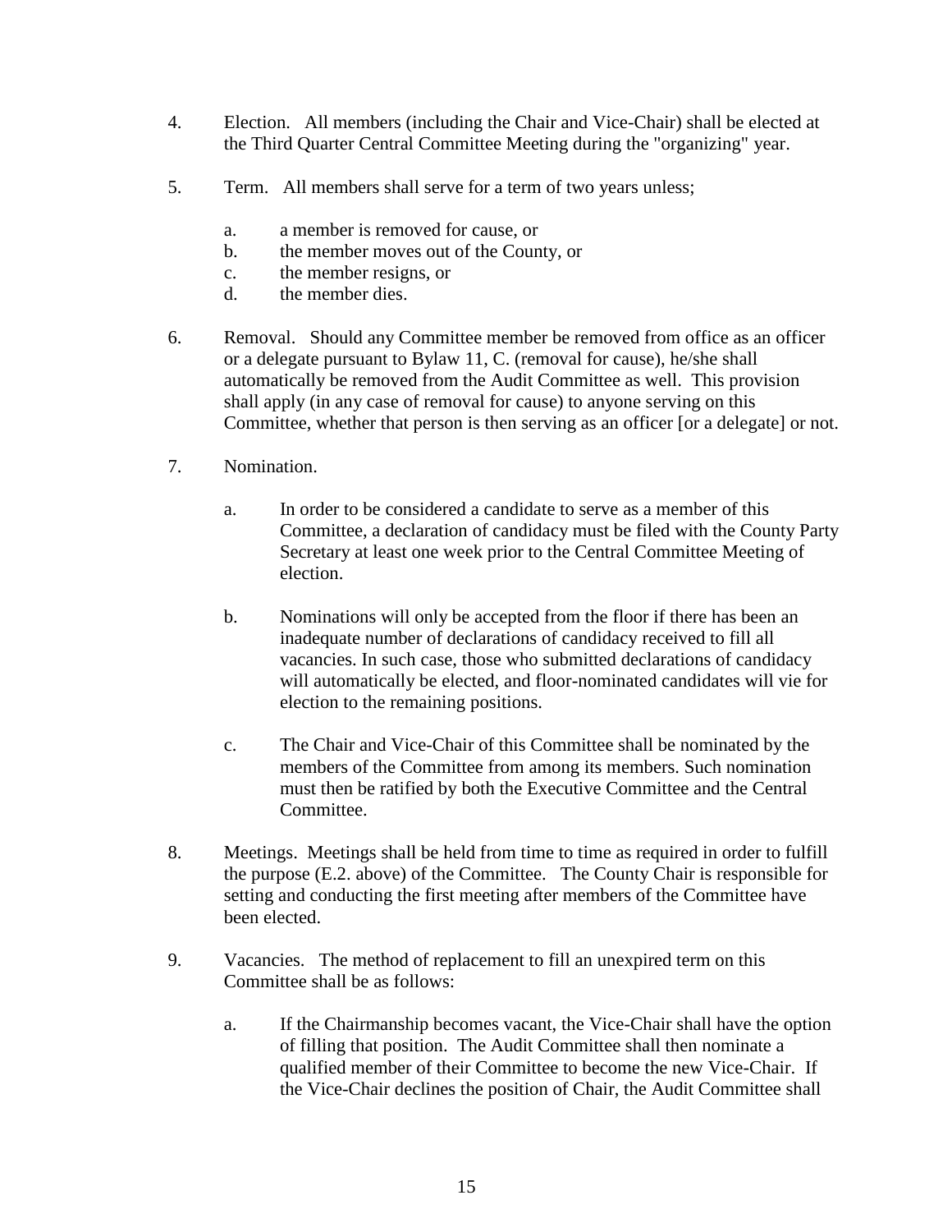4. Election. All members (including the Chair and Vice-Chair) shall be elected at the Third Quarter Central Committee Meeting during the "organizing" year.

5. Term. All members shall serve for a term of two years unless;

    a. a member is removed for cause, or
    b. the member moves out of the County, or
    c. the member resigns, or
    d. the member dies.

6. Removal. Should any Committee member be removed from office as an officer or a delegate pursuant to Bylaw 11, C. (removal for cause), he/she shall automatically be removed from the Audit Committee as well. This provision shall apply (in any case of removal for cause) to anyone serving on this Committee, whether that person is then serving as an officer [or a delegate] or not.

7. Nomination.

    a. In order to be considered a candidate to serve as a member of this Committee, a declaration of candidacy must be filed with the County Party Secretary at least one week prior to the Central Committee Meeting of election.

    b. Nominations will only be accepted from the floor if there has been an inadequate number of declarations of candidacy received to fill all vacancies. In such case, those who submitted declarations of candidacy will automatically be elected, and floor-nominated candidates will vie for election to the remaining positions.

    c. The Chair and Vice-Chair of this Committee shall be nominated by the members of the Committee from among its members. Such nomination must then be ratified by both the Executive Committee and the Central Committee.

8. Meetings. Meetings shall be held from time to time as required in order to fulfill the purpose (E.2. above) of the Committee. The County Chair is responsible for setting and conducting the first meeting after members of the Committee have been elected.

9. Vacancies. The method of replacement to fill an unexpired term on this Committee shall be as follows:

    a. If the Chairmanship becomes vacant, the Vice-Chair shall have the option of filling that position. The Audit Committee shall then nominate a qualified member of their Committee to become the new Vice-Chair. If the Vice-Chair declines the position of Chair, the Audit Committee shall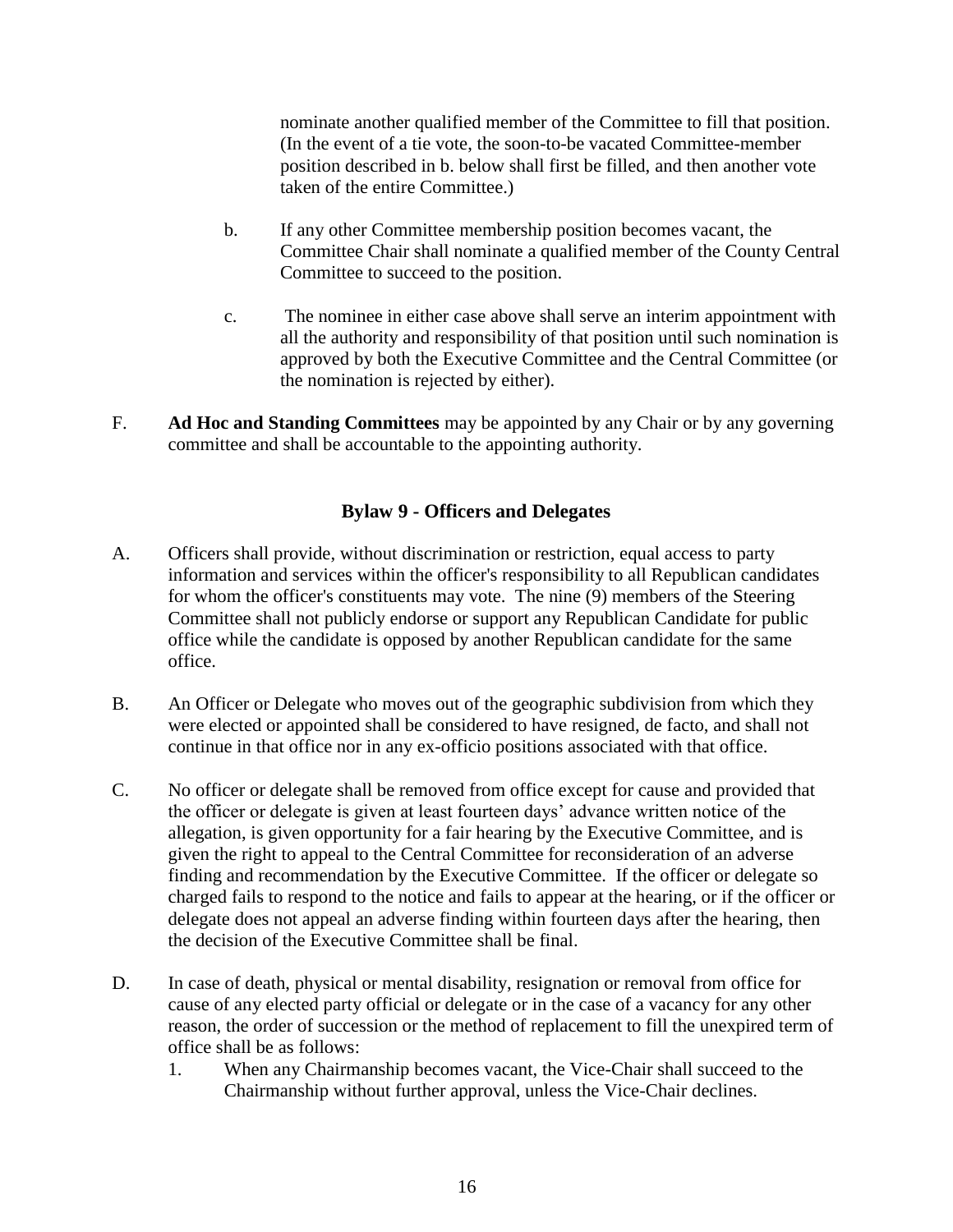nominate another qualified member of the Committee to fill that position. (In the event of a tie vote, the soon-to-be vacated Committee-member position described in b. below shall first be filled, and then another vote taken of the entire Committee.)

b. If any other Committee membership position becomes vacant, the Committee Chair shall nominate a qualified member of the County Central Committee to succeed to the position.

c. The nominee in either case above shall serve an interim appointment with all the authority and responsibility of that position until such nomination is approved by both the Executive Committee and the Central Committee (or the nomination is rejected by either).

F. **Ad Hoc and Standing Committees** may be appointed by any Chair or by any governing committee and shall be accountable to the appointing authority.

## Bylaw 9 - Officers and Delegates

A. Officers shall provide, without discrimination or restriction, equal access to party information and services within the officer's responsibility to all Republican candidates for whom the officer's constituents may vote. The nine (9) members of the Steering Committee shall not publicly endorse or support any Republican Candidate for public office while the candidate is opposed by another Republican candidate for the same office.

B. An Officer or Delegate who moves out of the geographic subdivision from which they were elected or appointed shall be considered to have resigned, de facto, and shall not continue in that office nor in any ex-officio positions associated with that office.

C. No officer or delegate shall be removed from office except for cause and provided that the officer or delegate is given at least fourteen days' advance written notice of the allegation, is given opportunity for a fair hearing by the Executive Committee, and is given the right to appeal to the Central Committee for reconsideration of an adverse finding and recommendation by the Executive Committee. If the officer or delegate so charged fails to respond to the notice and fails to appear at the hearing, or if the officer or delegate does not appeal an adverse finding within fourteen days after the hearing, then the decision of the Executive Committee shall be final.

D. In case of death, physical or mental disability, resignation or removal from office for cause of any elected party official or delegate or in the case of a vacancy for any other reason, the order of succession or the method of replacement to fill the unexpired term of office shall be as follows:

1. When any Chairmanship becomes vacant, the Vice-Chair shall succeed to the Chairmanship without further approval, unless the Vice-Chair declines.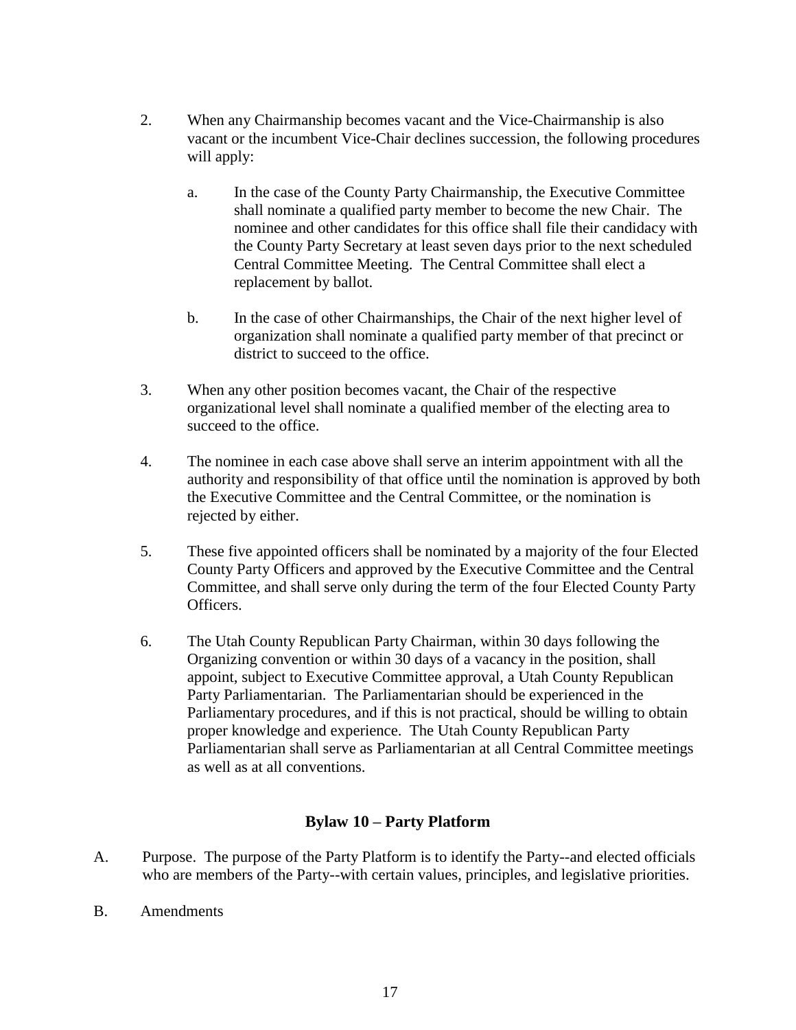2. When any Chairmanship becomes vacant and the Vice-Chairmanship is also vacant or the incumbent Vice-Chair declines succession, the following procedures will apply:

   a. In the case of the County Party Chairmanship, the Executive Committee shall nominate a qualified party member to become the new Chair. The nominee and other candidates for this office shall file their candidacy with the County Party Secretary at least seven days prior to the next scheduled Central Committee Meeting. The Central Committee shall elect a replacement by ballot.

   b. In the case of other Chairmanships, the Chair of the next higher level of organization shall nominate a qualified party member of that precinct or district to succeed to the office.

3. When any other position becomes vacant, the Chair of the respective organizational level shall nominate a qualified member of the electing area to succeed to the office.

4. The nominee in each case above shall serve an interim appointment with all the authority and responsibility of that office until the nomination is approved by both the Executive Committee and the Central Committee, or the nomination is rejected by either.

5. These five appointed officers shall be nominated by a majority of the four Elected County Party Officers and approved by the Executive Committee and the Central Committee, and shall serve only during the term of the four Elected County Party Officers.

6. The Utah County Republican Party Chairman, within 30 days following the Organizing convention or within 30 days of a vacancy in the position, shall appoint, subject to Executive Committee approval, a Utah County Republican Party Parliamentarian. The Parliamentarian should be experienced in the Parliamentary procedures, and if this is not practical, should be willing to obtain proper knowledge and experience. The Utah County Republican Party Parliamentarian shall serve as Parliamentarian at all Central Committee meetings as well as at all conventions.

## Bylaw 10 – Party Platform

A. Purpose. The purpose of the Party Platform is to identify the Party--and elected officials who are members of the Party--with certain values, principles, and legislative priorities.

B. Amendments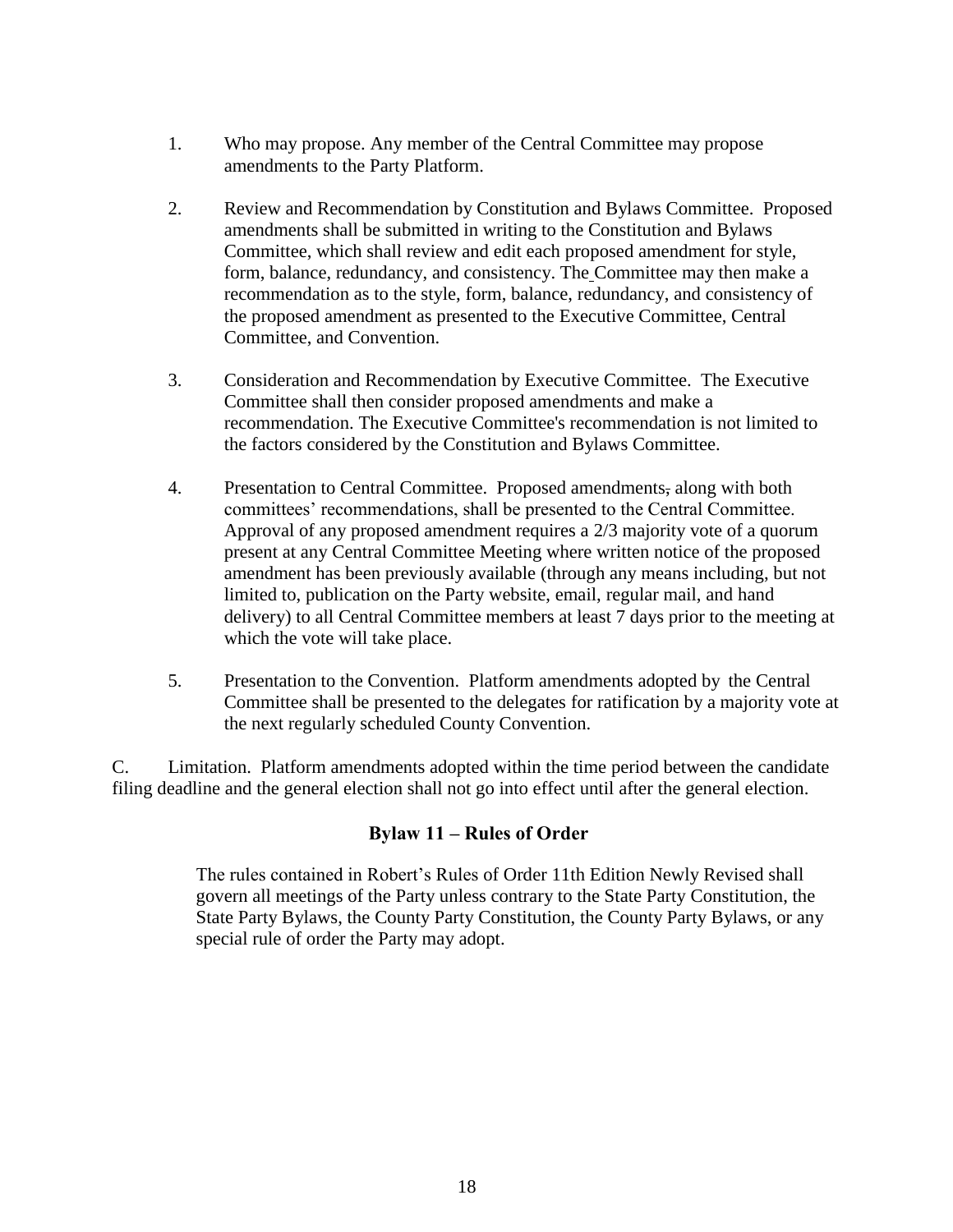1. Who may propose. Any member of the Central Committee may propose amendments to the Party Platform.

2. Review and Recommendation by Constitution and Bylaws Committee. Proposed amendments shall be submitted in writing to the Constitution and Bylaws Committee, which shall review and edit each proposed amendment for style, form, balance, redundancy, and consistency. The Committee may then make a recommendation as to the style, form, balance, redundancy, and consistency of the proposed amendment as presented to the Executive Committee, Central Committee, and Convention.

3. Consideration and Recommendation by Executive Committee. The Executive Committee shall then consider proposed amendments and make a recommendation. The Executive Committee's recommendation is not limited to the factors considered by the Constitution and Bylaws Committee.

4. Presentation to Central Committee. Proposed amendments along with both committees' recommendations, shall be presented to the Central Committee. Approval of any proposed amendment requires a 2/3 majority vote of a quorum present at any Central Committee Meeting where written notice of the proposed amendment has been previously available (through any means including, but not limited to, publication on the Party website, email, regular mail, and hand delivery) to all Central Committee members at least 7 days prior to the meeting at which the vote will take place.

5. Presentation to the Convention. Platform amendments adopted by the Central Committee shall be presented to the delegates for ratification by a majority vote at the next regularly scheduled County Convention.

C. Limitation. Platform amendments adopted within the time period between the candidate filing deadline and the general election shall not go into effect until after the general election.

## Bylaw 11 – Rules of Order

The rules contained in Robert's Rules of Order 11th Edition Newly Revised shall govern all meetings of the Party unless contrary to the State Party Constitution, the State Party Bylaws, the County Party Constitution, the County Party Bylaws, or any special rule of order the Party may adopt.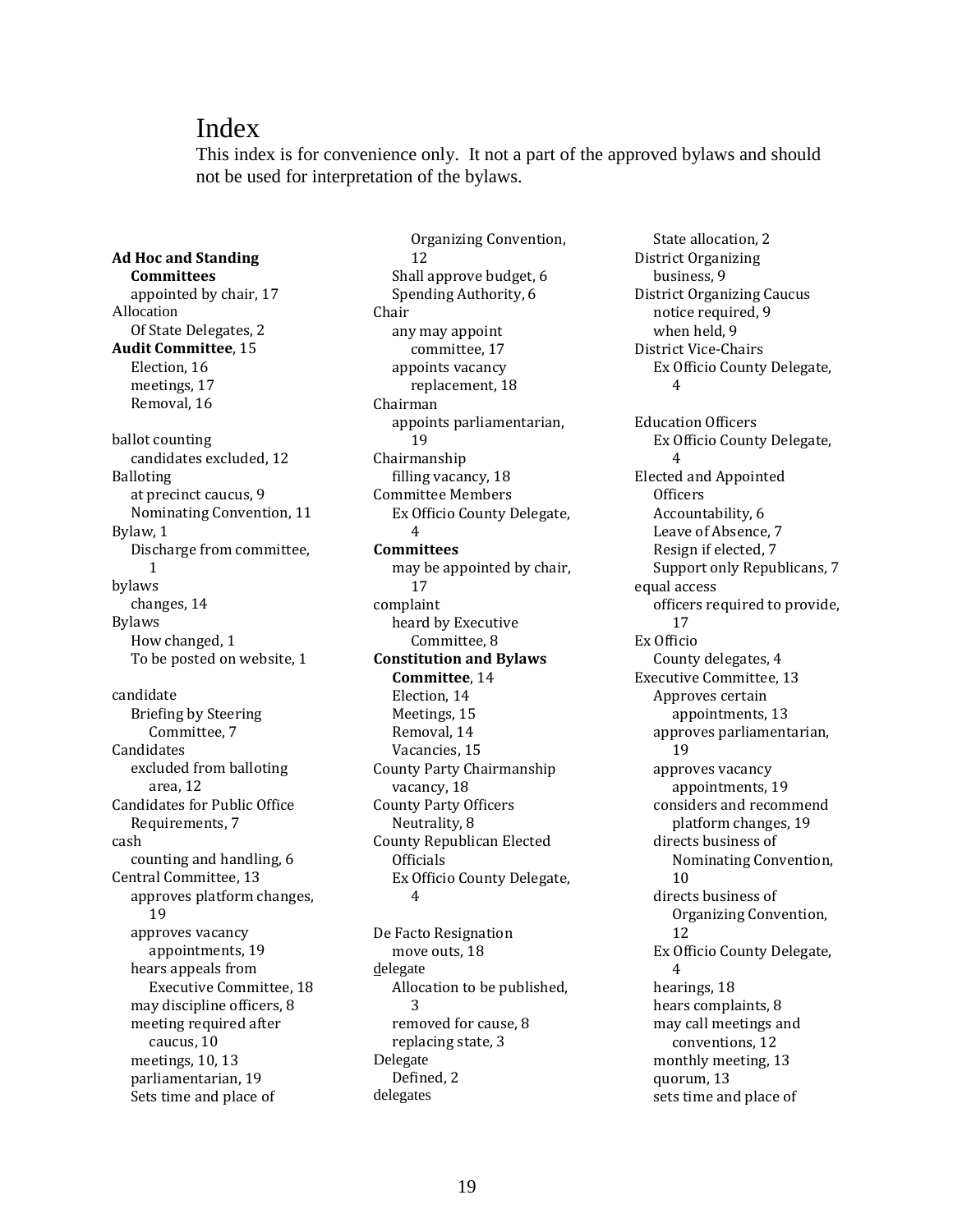# Index

This index is for convenience only. It not a part of the approved bylaws and should not be used for interpretation of the bylaws.

**Ad Hoc and Standing Committees**
- appointed by chair, 17

Allocation
- Of State Delegates, 2

**Audit Committee**, 15
- Election, 16
- meetings, 17
- Removal, 16

ballot counting
- candidates excluded, 12

Balloting
- at precinct caucus, 9
- Nominating Convention, 11

Bylaw, 1
- Discharge from committee, 1

bylaws
- changes, 14

Bylaws
- How changed, 1
- To be posted on website, 1

candidate
- Briefing by Steering Committee, 7

Candidates
- excluded from balloting area, 12

Candidates for Public Office
- Requirements, 7

cash
- counting and handling, 6

Central Committee, 13
- approves platform changes, 19
- approves vacancy appointments, 19
- hears appeals from Executive Committee, 18
- may discipline officers, 8
- meeting required after caucus, 10
- meetings, 10, 13
- parliamentarian, 19
- Sets time and place of Organizing Convention, 12
- Shall approve budget, 6
- Spending Authority, 6

Chair
- any may appoint committee, 17
- appoints vacancy replacement, 18

Chairman
- appoints parliamentarian, 19

Chairmanship
- filling vacancy, 18

Committee Members
- Ex Officio County Delegate, 4

**Committees**
- may be appointed by chair, 17

complaint
- heard by Executive Committee, 8

**Constitution and Bylaws Committee**, 14
- Election, 14
- Meetings, 15
- Removal, 14
- Vacancies, 15

County Party Chairmanship
- vacancy, 18

County Party Officers
- Neutrality, 8

County Republican Elected Officials
- Ex Officio County Delegate, 4

De Facto Resignation
- move outs, 18

delegate
- Allocation to be published, 3
- removed for cause, 8
- replacing state, 3

Delegate
- Defined, 2

delegates
- State allocation, 2

District Organizing
- business, 9

District Organizing Caucus
- notice required, 9
- when held, 9

District Vice-Chairs
- Ex Officio County Delegate, 4

Education Officers
- Ex Officio County Delegate, 4

Elected and Appointed Officers
- Accountability, 6
- Leave of Absence, 7
- Resign if elected, 7
- Support only Republicans, 7

equal access
- officers required to provide, 17

Ex Officio
- County delegates, 4

Executive Committee, 13
- Approves certain appointments, 13
- approves parliamentarian, 19
- approves vacancy appointments, 19
- considers and recommend platform changes, 19
- directs business of Nominating Convention, 10
- directs business of Organizing Convention, 12
- Ex Officio County Delegate, 4
- hearings, 18
- hears complaints, 8
- may call meetings and conventions, 12
- monthly meeting, 13
- quorum, 13
- sets time and place of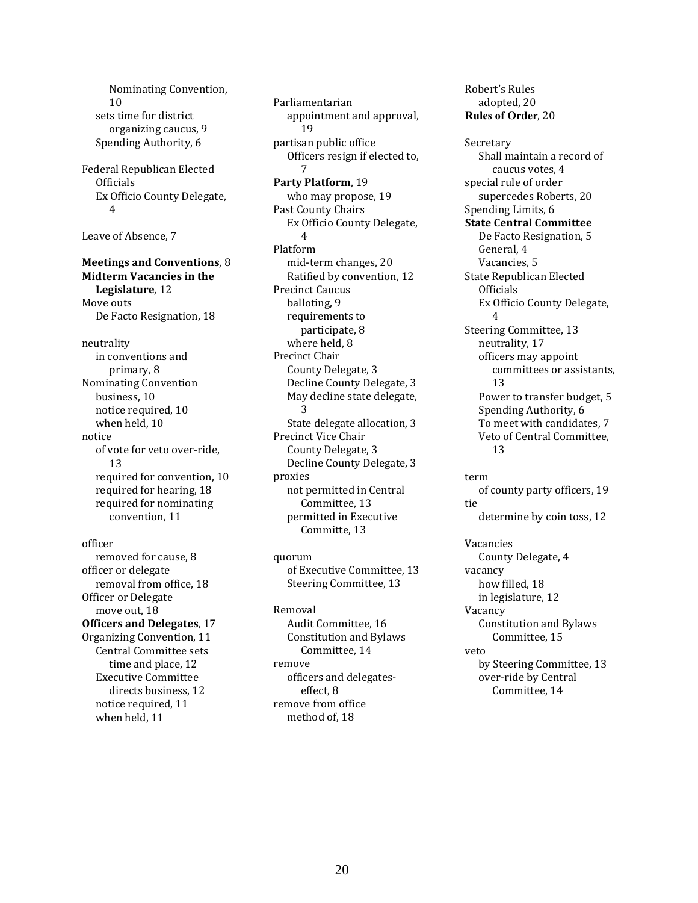Nominating Convention, 10
  sets time for district organizing caucus, 9
  Spending Authority, 6

Federal Republican Elected Officials
  Ex Officio County Delegate, 4

Leave of Absence, 7

**Meetings and Conventions**, 8
**Midterm Vacancies in the Legislature**, 12
Move outs
  De Facto Resignation, 18

neutrality
  in conventions and primary, 8
Nominating Convention
  business, 10
  notice required, 10
  when held, 10
notice
  of vote for veto over-ride, 13
  required for convention, 10
  required for hearing, 18
  required for nominating convention, 11

officer
  removed for cause, 8
officer or delegate
  removal from office, 18
Officer or Delegate
  move out, 18
**Officers and Delegates**, 17
Organizing Convention, 11
  Central Committee sets time and place, 12
  Executive Committee directs business, 12
  notice required, 11
  when held, 11

Parliamentarian
  appointment and approval, 19
partisan public office
  Officers resign if elected to, 7
**Party Platform**, 19
  who may propose, 19
Past County Chairs
  Ex Officio County Delegate, 4
Platform
  mid-term changes, 20
  Ratified by convention, 12
Precinct Caucus
  balloting, 9
  requirements to participate, 8
  where held, 8
Precinct Chair
  County Delegate, 3
  Decline County Delegate, 3
  May decline state delegate, 3
  State delegate allocation, 3
Precinct Vice Chair
  County Delegate, 3
  Decline County Delegate, 3
proxies
  not permitted in Central Committee, 13
  permitted in Executive Committe, 13

quorum
  of Executive Committee, 13
  Steering Committee, 13

Removal
  Audit Committee, 16
  Constitution and Bylaws Committee, 14
remove
  officers and delegates-effect, 8
remove from office
  method of, 18

Robert's Rules
  adopted, 20
**Rules of Order**, 20

Secretary
  Shall maintain a record of caucus votes, 4
special rule of order
  supercedes Roberts, 20
Spending Limits, 6
**State Central Committee**
  De Facto Resignation, 5
  General, 4
  Vacancies, 5
State Republican Elected Officials
  Ex Officio County Delegate, 4
Steering Committee, 13
  neutrality, 17
  officers may appoint committees or assistants, 13
  Power to transfer budget, 5
  Spending Authority, 6
  To meet with candidates, 7
  Veto of Central Committee, 13

term
  of county party officers, 19
tie
  determine by coin toss, 12

Vacancies
  County Delegate, 4
vacancy
  how filled, 18
  in legislature, 12
Vacancy
  Constitution and Bylaws Committee, 15
veto
  by Steering Committee, 13
  over-ride by Central Committee, 14